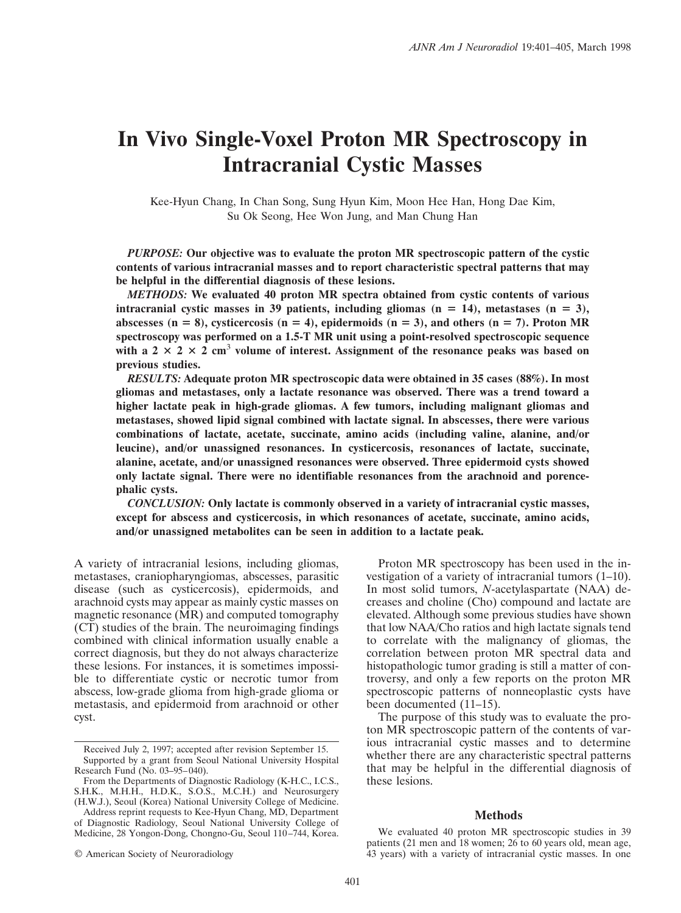# In Vivo Single-Voxel Proton MR Spectroscopy in Intracranial Cystic Masses

Kee-Hyun Chang, In Chan Song, Sung Hyun Kim, Moon Hee Han, Hong Dae Kim, Su Ok Seong, Hee Won Jung, and Man Chung Han

*PURPOSE:* **Our objective was to evaluate the proton MR spectroscopic pattern of the cystic contents of various intracranial masses and to report characteristic spectral patterns that may be helpful in the differential diagnosis of these lesions.**

*METHODS:* **We evaluated 40 proton MR spectra obtained from cystic contents of various intracranial cystic masses in 39 patients, including gliomas (n = 14), metastases (n = 3), abscesses (n = 8), cysticercosis (n = 4), epidermoids (n = 3), and others (n = 7). Proton MR spectroscopy was performed on a 1.5-T MR unit using a point-resolved spectroscopic sequence with a $2 \times 2 \times 2$ cm$^3$ volume of interest. Assignment of the resonance peaks was based on previous studies.**

*RESULTS:* **Adequate proton MR spectroscopic data were obtained in 35 cases (88%). In most gliomas and metastases, only a lactate resonance was observed. There was a trend toward a higher lactate peak in high-grade gliomas. A few tumors, including malignant gliomas and metastases, showed lipid signal combined with lactate signal. In abscesses, there were various combinations of lactate, acetate, succinate, amino acids (including valine, alanine, and/or leucine), and/or unassigned resonances. In cysticercosis, resonances of lactate, succinate, alanine, acetate, and/or unassigned resonances were observed. Three epidermoid cysts showed only lactate signal. There were no identifiable resonances from the arachnoid and porencephalic cysts.**

*CONCLUSION:* **Only lactate is commonly observed in a variety of intracranial cystic masses, except for abscess and cysticercosis, in which resonances of acetate, succinate, amino acids, and/or unassigned metabolites can be seen in addition to a lactate peak.**

A variety of intracranial lesions, including gliomas, metastases, craniopharyngiomas, abscesses, parasitic disease (such as cysticercosis), epidermoids, and arachnoid cysts may appear as mainly cystic masses on magnetic resonance (MR) and computed tomography (CT) studies of the brain. The neuroimaging findings combined with clinical information usually enable a correct diagnosis, but they do not always characterize these lesions. For instances, it is sometimes impossible to differentiate cystic or necrotic tumor from abscess, low-grade glioma from high-grade glioma or metastasis, and epidermoid from arachnoid or other cyst.

Proton MR spectroscopy has been used in the investigation of a variety of intracranial tumors (1–10). In most solid tumors, *N*-acetylaspartate (NAA) decreases and choline (Cho) compound and lactate are elevated. Although some previous studies have shown that low NAA/Cho ratios and high lactate signals tend to correlate with the malignancy of gliomas, the correlation between proton MR spectral data and histopathologic tumor grading is still a matter of controversy, and only a few reports on the proton MR spectroscopic patterns of nonneoplastic cysts have been documented (11–15).

The purpose of this study was to evaluate the proton MR spectroscopic pattern of the contents of various intracranial cystic masses and to determine whether there are any characteristic spectral patterns that may be helpful in the differential diagnosis of these lesions.

## Methods

We evaluated 40 proton MR spectroscopic studies in 39 patients (21 men and 18 women; 26 to 60 years old, mean age, 43 years) with a variety of intracranial cystic masses. In one

---

Received July 2, 1997; accepted after revision September 15.

Supported by a grant from Seoul National University Hospital Research Fund (No. 03–95–040).

From the Departments of Diagnostic Radiology (K-H.C., I.C.S., S.H.K., M.H.H., H.D.K., S.O.S., M.C.H.) and Neurosurgery (H.W.J.), Seoul (Korea) National University College of Medicine.

Address reprint requests to Kee-Hyun Chang, MD, Department of Diagnostic Radiology, Seoul National University College of Medicine, 28 Yongon-Dong, Chongno-Gu, Seoul 110–744, Korea.

© American Society of Neuroradiology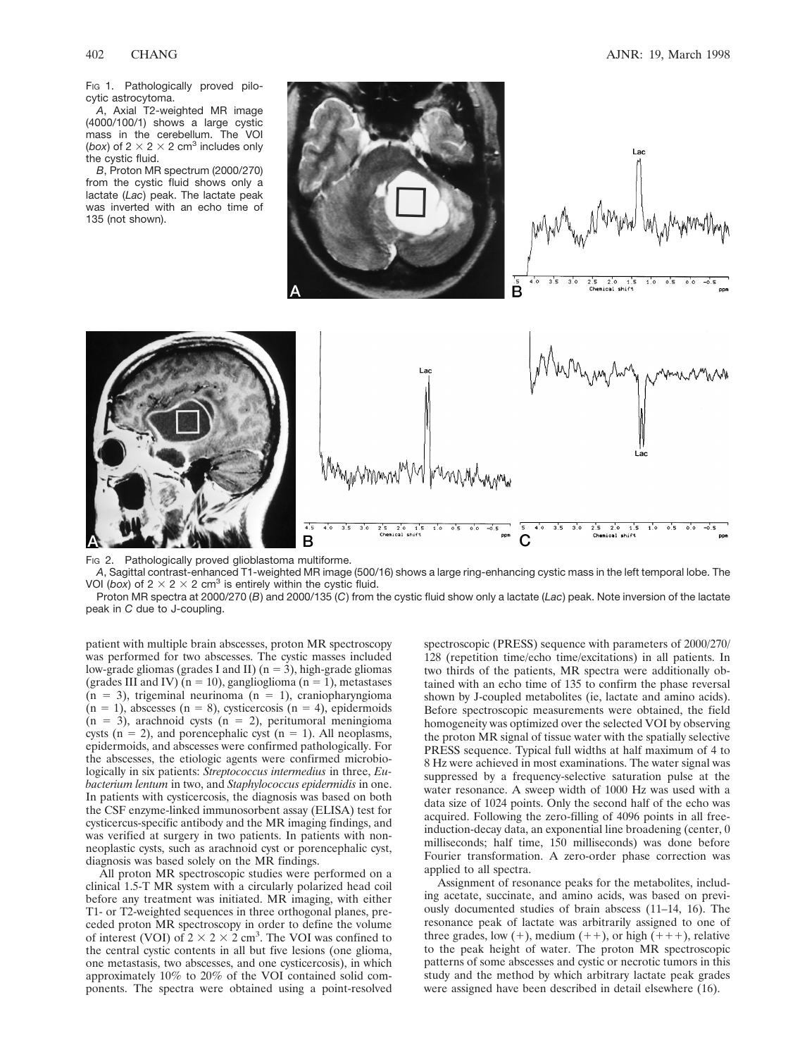FIG 1. Pathologically proved pilocytic astrocytoma.

*A*, Axial T2-weighted MR image (4000/100/1) shows a large cystic mass in the cerebellum. The VOI (*box*) of 2 × 2 × 2 $cm^3$ includes only the cystic fluid.

*B*, Proton MR spectrum (2000/270) from the cystic fluid shows only a lactate (*Lac*) peak. The lactate peak was inverted with an echo time of 135 (not shown).

FIG 2. Pathologically proved glioblastoma multiforme.

*A*, Sagittal contrast-enhanced T1-weighted MR image (500/16) shows a large ring-enhancing cystic mass in the left temporal lobe. The VOI (*box*) of 2 × 2 × 2 $cm^3$ is entirely within the cystic fluid.

Proton MR spectra at 2000/270 (*B*) and 2000/135 (*C*) from the cystic fluid show only a lactate (*Lac*) peak. Note inversion of the lactate peak in *C* due to J-coupling.

patient with multiple brain abscesses, proton MR spectroscopy was performed for two abscesses. The cystic masses included low-grade gliomas (grades I and II) (n = 3), high-grade gliomas (grades III and IV) (n = 10), ganglioglioma (n = 1), metastases (n = 3), trigeminal neurinoma (n = 1), craniopharyngioma (n = 1), abscesses (n = 8), cysticercosis (n = 4), epidermoids (n = 3), arachnoid cysts (n = 2), peritumoral meningioma cysts (n = 2), and porencephalic cyst (n = 1). All neoplasms, epidermoids, and abscesses were confirmed pathologically. For the abscesses, the etiologic agents were confirmed microbiologically in six patients: *Streptococcus intermedius* in three, *Eubacterium lentum* in two, and *Staphylococcus epidermidis* in one. In patients with cysticercosis, the diagnosis was based on both the CSF enzyme-linked immunosorbent assay (ELISA) test for cysticercus-specific antibody and the MR imaging findings, and was verified at surgery in two patients. In patients with nonneoplastic cysts, such as arachnoid cyst or porencephalic cyst, diagnosis was based solely on the MR findings.

All proton MR spectroscopic studies were performed on a clinical 1.5-T MR system with a circularly polarized head coil before any treatment was initiated. MR imaging, with either T1- or T2-weighted sequences in three orthogonal planes, preceded proton MR spectroscopy in order to define the volume of interest (VOI) of 2 × 2 × 2 $cm^3$. The VOI was confined to the central cystic contents in all but five lesions (one glioma, one metastasis, two abscesses, and one cysticercosis), in which approximately 10% to 20% of the VOI contained solid components. The spectra were obtained using a point-resolved spectroscopic (PRESS) sequence with parameters of 2000/270/128 (repetition time/echo time/excitations) in all patients. In two thirds of the patients, MR spectra were additionally obtained with an echo time of 135 to confirm the phase reversal shown by J-coupled metabolites (ie, lactate and amino acids). Before spectroscopic measurements were obtained, the field homogeneity was optimized over the selected VOI by observing the proton MR signal of tissue water with the spatially selective PRESS sequence. Typical full widths at half maximum of 4 to 8 Hz were achieved in most examinations. The water signal was suppressed by a frequency-selective saturation pulse at the water resonance. A sweep width of 1000 Hz was used with a data size of 1024 points. Only the second half of the echo was acquired. Following the zero-filling of 4096 points in all free-induction-decay data, an exponential line broadening (center, 0 milliseconds; half time, 150 milliseconds) was done before Fourier transformation. A zero-order phase correction was applied to all spectra.

Assignment of resonance peaks for the metabolites, including acetate, succinate, and amino acids, was based on previously documented studies of brain abscess (11–14, 16). The resonance peak of lactate was arbitrarily assigned to one of three grades, low (+), medium (++), or high (+++), relative to the peak height of water. The proton MR spectroscopic patterns of some abscesses and cystic or necrotic tumors in this study and the method by which arbitrary lactate peak grades were assigned have been described in detail elsewhere (16).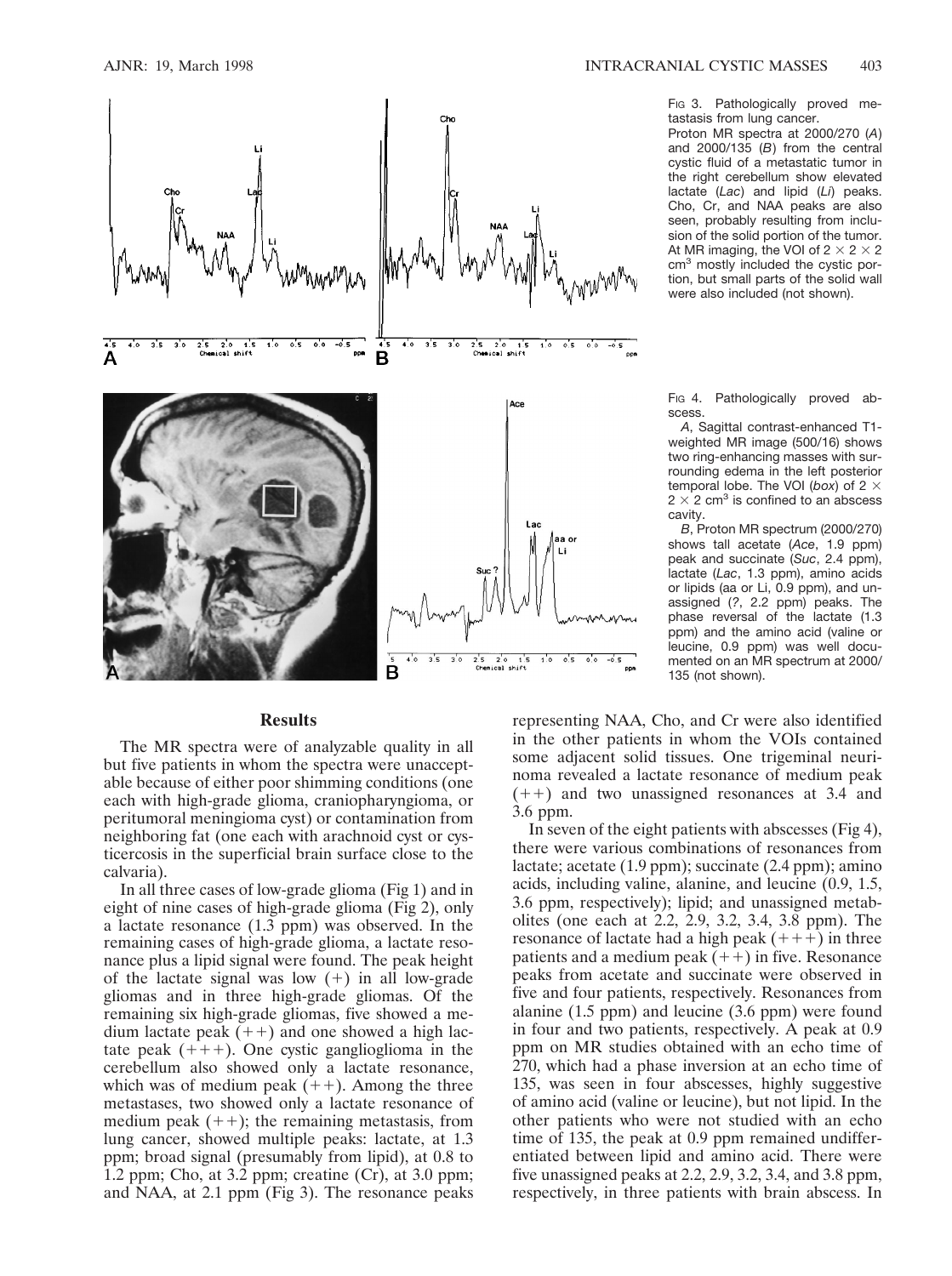Fig 3. Pathologically proved metastasis from lung cancer.

Proton MR spectra at 2000/270 (*A*) and 2000/135 (*B*) from the central cystic fluid of a metastatic tumor in the right cerebellum show elevated lactate (*Lac*) and lipid (*Li*) peaks. Cho, Cr, and NAA peaks are also seen, probably resulting from inclusion of the solid portion of the tumor. At MR imaging, the VOI of $2 \times 2 \times 2$ cm$^3$ mostly included the cystic portion, but small parts of the solid wall were also included (not shown).

Fig 4. Pathologically proved abscess.

*A*, Sagittal contrast-enhanced T1-weighted MR image (500/16) shows two ring-enhancing masses with surrounding edema in the left posterior temporal lobe. The VOI (*box*) of $2 \times 2 \times 2$ cm$^3$ is confined to an abscess cavity.

*B*, Proton MR spectrum (2000/270) shows tall acetate (*Ace*, 1.9 ppm) peak and succinate (*Suc*, 2.4 ppm), lactate (*Lac*, 1.3 ppm), amino acids or lipids (aa or Li, 0.9 ppm), and unassigned (*?*, 2.2 ppm) peaks. The phase reversal of the lactate (1.3 ppm) and the amino acid (valine or leucine, 0.9 ppm) was well documented on an MR spectrum at 2000/135 (not shown).

## Results

The MR spectra were of analyzable quality in all but five patients in whom the spectra were unacceptable because of either poor shimming conditions (one each with high-grade glioma, craniopharyngioma, or peritumoral meningioma cyst) or contamination from neighboring fat (one each with arachnoid cyst or cysticercosis in the superficial brain surface close to the calvaria).

In all three cases of low-grade glioma (Fig 1) and in eight of nine cases of high-grade glioma (Fig 2), only a lactate resonance (1.3 ppm) was observed. In the remaining cases of high-grade glioma, a lactate resonance plus a lipid signal were found. The peak height of the lactate signal was low (+) in all low-grade gliomas and in three high-grade gliomas. Of the remaining six high-grade gliomas, five showed a medium lactate peak (++) and one showed a high lactate peak (+++). One cystic ganglioglioma in the cerebellum also showed only a lactate resonance, which was of medium peak (++). Among the three metastases, two showed only a lactate resonance of medium peak (++); the remaining metastasis, from lung cancer, showed multiple peaks: lactate, at 1.3 ppm; broad signal (presumably from lipid), at 0.8 to 1.2 ppm; Cho, at 3.2 ppm; creatine (Cr), at 3.0 ppm; and NAA, at 2.1 ppm (Fig 3). The resonance peaks representing NAA, Cho, and Cr were also identified in the other patients in whom the VOIs contained some adjacent solid tissues. One trigeminal neurinoma revealed a lactate resonance of medium peak (++) and two unassigned resonances at 3.4 and 3.6 ppm.

In seven of the eight patients with abscesses (Fig 4), there were various combinations of resonances from lactate; acetate (1.9 ppm); succinate (2.4 ppm); amino acids, including valine, alanine, and leucine (0.9, 1.5, 3.6 ppm, respectively); lipid; and unassigned metabolites (one each at 2.2, 2.9, 3.2, 3.4, 3.8 ppm). The resonance of lactate had a high peak (+++) in three patients and a medium peak (++) in five. Resonance peaks from acetate and succinate were observed in five and four patients, respectively. Resonances from alanine (1.5 ppm) and leucine (3.6 ppm) were found in four and two patients, respectively. A peak at 0.9 ppm on MR studies obtained with an echo time of 270, which had a phase inversion at an echo time of 135, was seen in four abscesses, highly suggestive of amino acid (valine or leucine), but not lipid. In the other patients who were not studied with an echo time of 135, the peak at 0.9 ppm remained undifferentiated between lipid and amino acid. There were five unassigned peaks at 2.2, 2.9, 3.2, 3.4, and 3.8 ppm, respectively, in three patients with brain abscess. In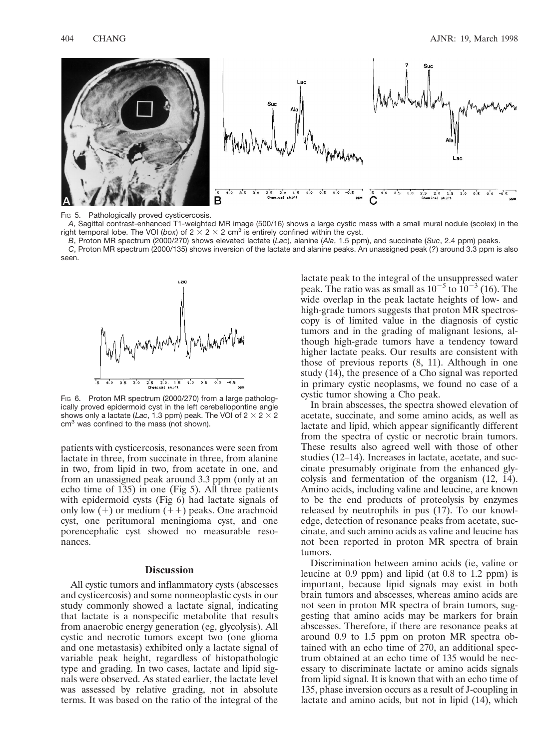Fig 5. Pathologically proved cysticercosis.

*A*, Sagittal contrast-enhanced T1-weighted MR image (500/16) shows a large cystic mass with a small mural nodule (scolex) in the right temporal lobe. The VOI (*box*) of 2 × 2 × 2 cm$^3$ is entirely confined within the cyst.

*B*, Proton MR spectrum (2000/270) shows elevated lactate (*Lac*), alanine (*Ala*, 1.5 ppm), and succinate (*Suc*, 2.4 ppm) peaks.

*C*, Proton MR spectrum (2000/135) shows inversion of the lactate and alanine peaks. An unassigned peak (*?*) around 3.3 ppm is also seen.

Fig 6. Proton MR spectrum (2000/270) from a large pathologically proved epidermoid cyst in the left cerebellopontine angle shows only a lactate (*Lac*, 1.3 ppm) peak. The VOI of 2 × 2 × 2 cm$^3$ was confined to the mass (not shown).

patients with cysticercosis, resonances were seen from lactate in three, from succinate in three, from alanine in two, from lipid in two, from acetate in one, and from an unassigned peak around 3.3 ppm (only at an echo time of 135) in one (Fig 5). All three patients with epidermoid cysts (Fig 6) had lactate signals of only low (+) or medium (++) peaks. One arachnoid cyst, one peritumoral meningioma cyst, and one porencephalic cyst showed no measurable resonances.

## Discussion

All cystic tumors and inflammatory cysts (abscesses and cysticercosis) and some nonneoplastic cysts in our study commonly showed a lactate signal, indicating that lactate is a nonspecific metabolite that results from anaerobic energy generation (eg, glycolysis). All cystic and necrotic tumors except two (one glioma and one metastasis) exhibited only a lactate signal of variable peak height, regardless of histopathologic type and grading. In two cases, lactate and lipid signals were observed. As stated earlier, the lactate level was assessed by relative grading, not in absolute terms. It was based on the ratio of the integral of the lactate peak to the integral of the unsuppressed water peak. The ratio was as small as $10^{-5}$ to $10^{-3}$ (16). The wide overlap in the peak lactate heights of low- and high-grade tumors suggests that proton MR spectroscopy is of limited value in the diagnosis of cystic tumors and in the grading of malignant lesions, although high-grade tumors have a tendency toward higher lactate peaks. Our results are consistent with those of previous reports (8, 11). Although in one study (14), the presence of a Cho signal was reported in primary cystic neoplasms, we found no case of a cystic tumor showing a Cho peak.

In brain abscesses, the spectra showed elevation of acetate, succinate, and some amino acids, as well as lactate and lipid, which appear significantly different from the spectra of cystic or necrotic brain tumors. These results also agreed well with those of other studies (12–14). Increases in lactate, acetate, and succinate presumably originate from the enhanced glycolysis and fermentation of the organism (12, 14). Amino acids, including valine and leucine, are known to be the end products of proteolysis by enzymes released by neutrophils in pus (17). To our knowledge, detection of resonance peaks from acetate, succinate, and such amino acids as valine and leucine has not been reported in proton MR spectra of brain tumors.

Discrimination between amino acids (ie, valine or leucine at 0.9 ppm) and lipid (at 0.8 to 1.2 ppm) is important, because lipid signals may exist in both brain tumors and abscesses, whereas amino acids are not seen in proton MR spectra of brain tumors, suggesting that amino acids may be markers for brain abscesses. Therefore, if there are resonance peaks at around 0.9 to 1.5 ppm on proton MR spectra obtained with an echo time of 270, an additional spectrum obtained at an echo time of 135 would be necessary to discriminate lactate or amino acids signals from lipid signal. It is known that with an echo time of 135, phase inversion occurs as a result of J-coupling in lactate and amino acids, but not in lipid (14), which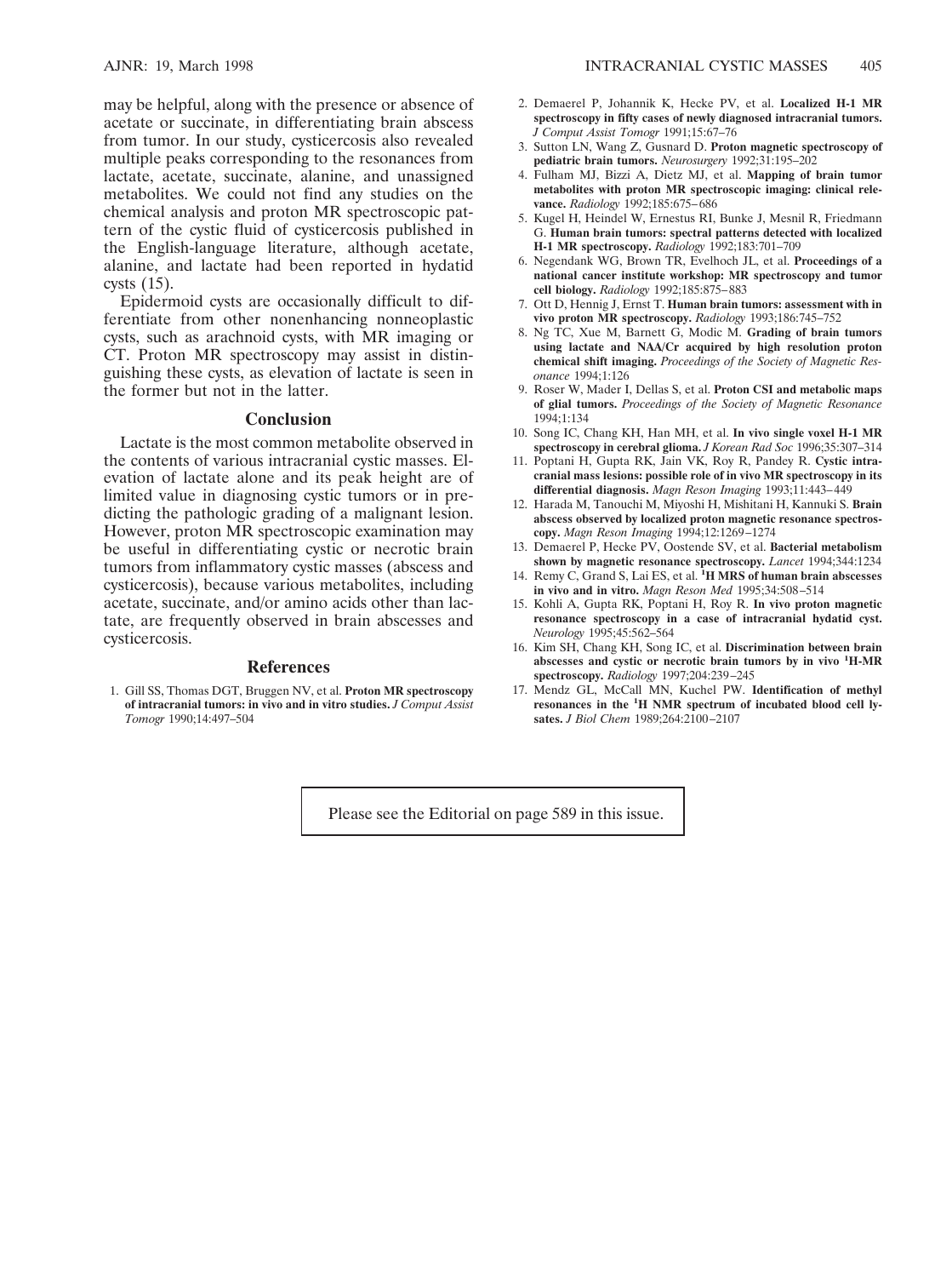may be helpful, along with the presence or absence of acetate or succinate, in differentiating brain abscess from tumor. In our study, cysticercosis also revealed multiple peaks corresponding to the resonances from lactate, acetate, succinate, alanine, and unassigned metabolites. We could not find any studies on the chemical analysis and proton MR spectroscopic pattern of the cystic fluid of cysticercosis published in the English-language literature, although acetate, alanine, and lactate had been reported in hydatid cysts (15).

Epidermoid cysts are occasionally difficult to differentiate from other nonenhancing nonneoplastic cysts, such as arachnoid cysts, with MR imaging or CT. Proton MR spectroscopy may assist in distinguishing these cysts, as elevation of lactate is seen in the former but not in the latter.

## Conclusion

Lactate is the most common metabolite observed in the contents of various intracranial cystic masses. Elevation of lactate alone and its peak height are of limited value in diagnosing cystic tumors or in predicting the pathologic grading of a malignant lesion. However, proton MR spectroscopic examination may be useful in differentiating cystic or necrotic brain tumors from inflammatory cystic masses (abscess and cysticercosis), because various metabolites, including acetate, succinate, and/or amino acids other than lactate, are frequently observed in brain abscesses and cysticercosis.

## References

1. Gill SS, Thomas DGT, Bruggen NV, et al. **Proton MR spectroscopy of intracranial tumors: in vivo and in vitro studies.** *J Comput Assist Tomogr* 1990;14:497–504
2. Demaerel P, Johannik K, Hecke PV, et al. **Localized H-1 MR spectroscopy in fifty cases of newly diagnosed intracranial tumors.** *J Comput Assist Tomogr* 1991;15:67–76
3. Sutton LN, Wang Z, Gusnard D. **Proton magnetic spectroscopy of pediatric brain tumors.** *Neurosurgery* 1992;31:195–202
4. Fulham MJ, Bizzi A, Dietz MJ, et al. **Mapping of brain tumor metabolites with proton MR spectroscopic imaging: clinical relevance.** *Radiology* 1992;185:675–686
5. Kugel H, Heindel W, Ernestus RI, Bunke J, Mesnil R, Friedmann G. **Human brain tumors: spectral patterns detected with localized H-1 MR spectroscopy.** *Radiology* 1992;183:701–709
6. Negendank WG, Brown TR, Evelhoch JL, et al. **Proceedings of a national cancer institute workshop: MR spectroscopy and tumor cell biology.** *Radiology* 1992;185:875–883
7. Ott D, Hennig J, Ernst T. **Human brain tumors: assessment with in vivo proton MR spectroscopy.** *Radiology* 1993;186:745–752
8. Ng TC, Xue M, Barnett G, Modic M. **Grading of brain tumors using lactate and NAA/Cr acquired by high resolution proton chemical shift imaging.** *Proceedings of the Society of Magnetic Resonance* 1994;1:126
9. Roser W, Mader I, Dellas S, et al. **Proton CSI and metabolic maps of glial tumors.** *Proceedings of the Society of Magnetic Resonance* 1994;1:134
10. Song IC, Chang KH, Han MH, et al. **In vivo single voxel H-1 MR spectroscopy in cerebral glioma.** *J Korean Rad Soc* 1996;35:307–314
11. Poptani H, Gupta RK, Jain VK, Roy R, Pandey R. **Cystic intracranial mass lesions: possible role of in vivo MR spectroscopy in its differential diagnosis.** *Magn Reson Imaging* 1993;11:443–449
12. Harada M, Tanouchi M, Miyoshi H, Mishitani H, Kannuki S. **Brain abscess observed by localized proton magnetic resonance spectroscopy.** *Magn Reson Imaging* 1994;12:1269–1274
13. Demaerel P, Hecke PV, Oostende SV, et al. **Bacterial metabolism shown by magnetic resonance spectroscopy.** *Lancet* 1994;344:1234
14. Remy C, Grand S, Lai ES, et al. **$^{1}$H MRS of human brain abscesses in vivo and in vitro.** *Magn Reson Med* 1995;34:508–514
15. Kohli A, Gupta RK, Poptani H, Roy R. **In vivo proton magnetic resonance spectroscopy in a case of intracranial hydatid cyst.** *Neurology* 1995;45:562–564
16. Kim SH, Chang KH, Song IC, et al. **Discrimination between brain abscesses and cystic or necrotic brain tumors by in vivo $^{1}$H-MR spectroscopy.** *Radiology* 1997;204:239–245
17. Mendz GL, McCall MN, Kuchel PW. **Identification of methyl resonances in the $^{1}$H NMR spectrum of incubated blood cell lysates.** *J Biol Chem* 1989;264:2100–2107

Please see the Editorial on page 589 in this issue.